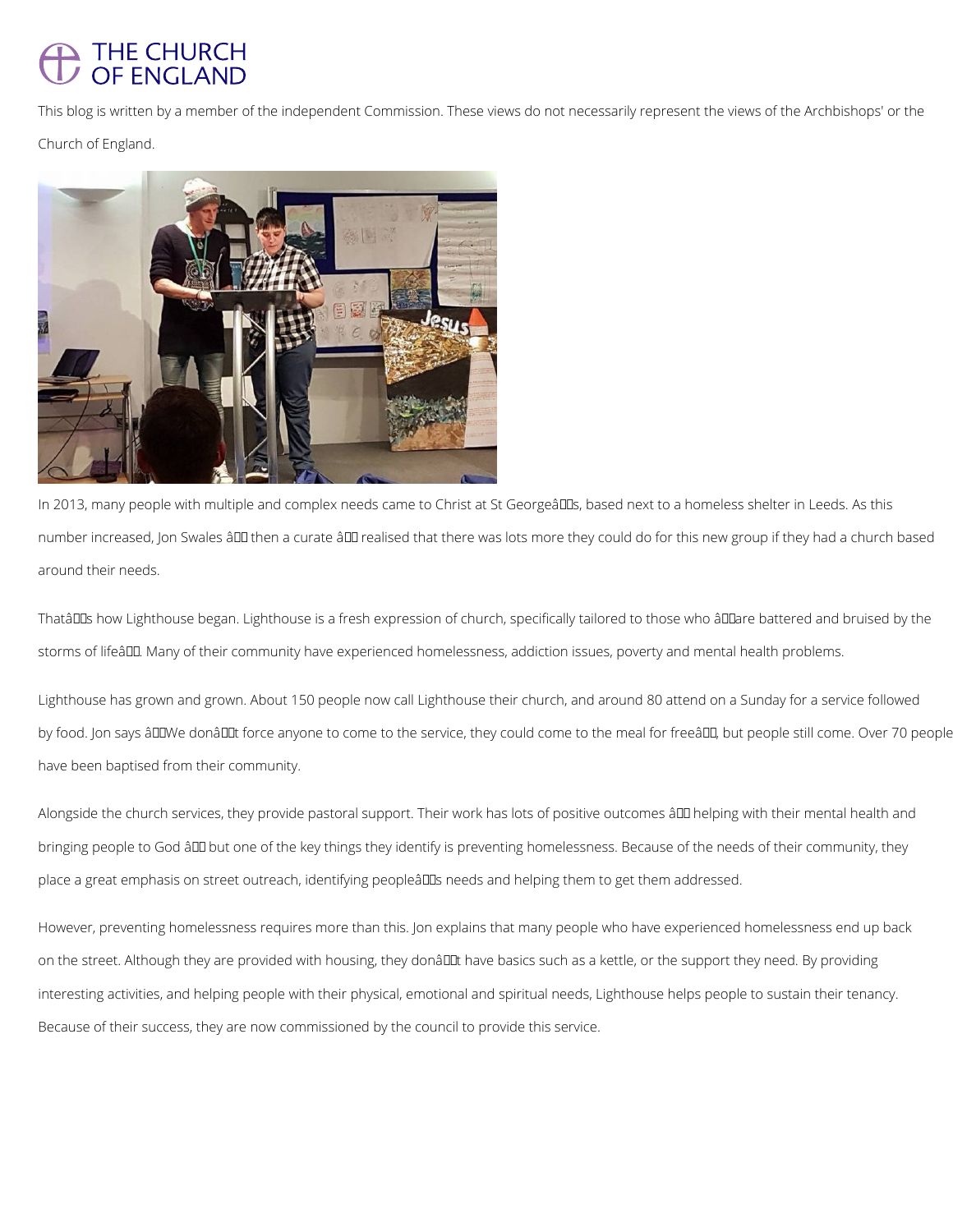THE CHURCH OF ENGLAND

This blog is written by a member of the independent Commission. These views do not necessarily represent the views of the Archbishops' or the Church of England.

In 2013, many people with multiple and complex needs came to Christ at St George’s, based next to a homeless shelter in Leeds. As this number increased, Jon Swales – then a curate – realised that there was lots more they could do for this new group if they had a church based around their needs.

That’s how Lighthouse began. Lighthouse is a fresh expression of church, specifically tailored to those who “are battered and bruised by the storms of life”. Many of their community have experienced homelessness, addiction issues, poverty and mental health problems.

Lighthouse has grown and grown. About 150 people now call Lighthouse their church, and around 80 attend on a Sunday for a service followed by food. Jon says “We don’t force anyone to come to the service, they could come to the meal for free”, but people still come. Over 70 people have been baptised from their community.

Alongside the church services, they provide pastoral support. Their work has lots of positive outcomes – helping with their mental health and bringing people to God – but one of the key things they identify is preventing homelessness. Because of the needs of their community, they place a great emphasis on street outreach, identifying people’s needs and helping them to get them addressed.

However, preventing homelessness requires more than this. Jon explains that many people who have experienced homelessness end up back on the street. Although they are provided with housing, they don’t have basics such as a kettle, or the support they need. By providing interesting activities, and helping people with their physical, emotional and spiritual needs, Lighthouse helps people to sustain their tenancy. Because of their success, they are now commissioned by the council to provide this service.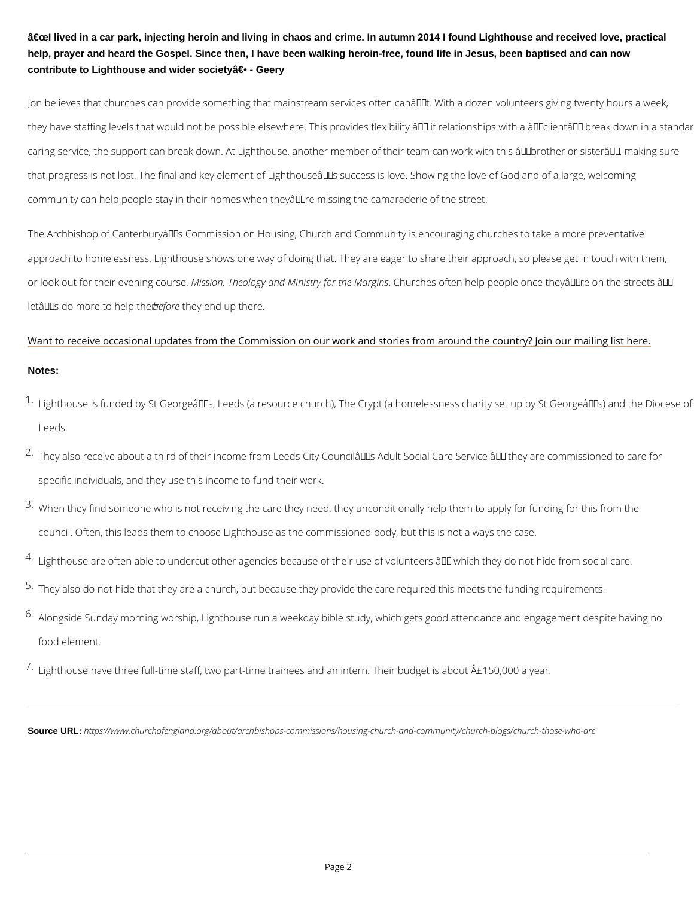**â€œI lived in a car park, injecting heroin and living in chaos and crime. In autumn 2014 I found Lighthouse and received love, practical help, prayer and heard the Gospel. Since then, I have been walking heroin-free, found life in Jesus, been baptised and can now contribute to Lighthouse and wider societyâ€• - Geery**

Jon believes that churches can provide something that mainstream services often canâ€™t. With a dozen volunteers giving twenty hours a week, they have staffing levels that would not be possible elsewhere. This provides flexibility â€“ if relationships with a â€˜clientâ€™ break down in a standard caring service, the support can break down. At Lighthouse, another member of their team can work with this â€˜brother or sisterâ€™, making sure that progress is not lost. The final and key element of Lighthouseâ€™s success is love. Showing the love of God and of a large, welcoming community can help people stay in their homes when theyâ€™re missing the camaraderie of the street.

The Archbishop of Canterburyâ€™s Commission on Housing, Church and Community is encouraging churches to take a more preventative approach to homelessness. Lighthouse shows one way of doing that. They are eager to share their approach, so please get in touch with them, or look out for their evening course, *Mission, Theology and Ministry for the Margins*. Churches often help people once theyâ€™re on the streets â€“ letâ€™s do more to help them *before* they end up there.

Want to receive occasional updates from the Commission on our work and stories from around the country? Join our mailing list here.

**Notes:**

1. Lighthouse is funded by St Georgeâ€™s, Leeds (a resource church), The Crypt (a homelessness charity set up by St Georgeâ€™s) and the Diocese of Leeds.
2. They also receive about a third of their income from Leeds City Councilâ€™s Adult Social Care Service â€“ they are commissioned to care for specific individuals, and they use this income to fund their work.
3. When they find someone who is not receiving the care they need, they unconditionally help them to apply for funding for this from the council. Often, this leads them to choose Lighthouse as the commissioned body, but this is not always the case.
4. Lighthouse are often able to undercut other agencies because of their use of volunteers â€“ which they do not hide from social care.
5. They also do not hide that they are a church, but because they provide the care required this meets the funding requirements.
6. Alongside Sunday morning worship, Lighthouse run a weekday bible study, which gets good attendance and engagement despite having no food element.
7. Lighthouse have three full-time staff, two part-time trainees and an intern. Their budget is about Â£150,000 a year.

**Source URL:** *https://www.churchofengland.org/about/archbishops-commissions/housing-church-and-community/church-blogs/church-those-who-are*